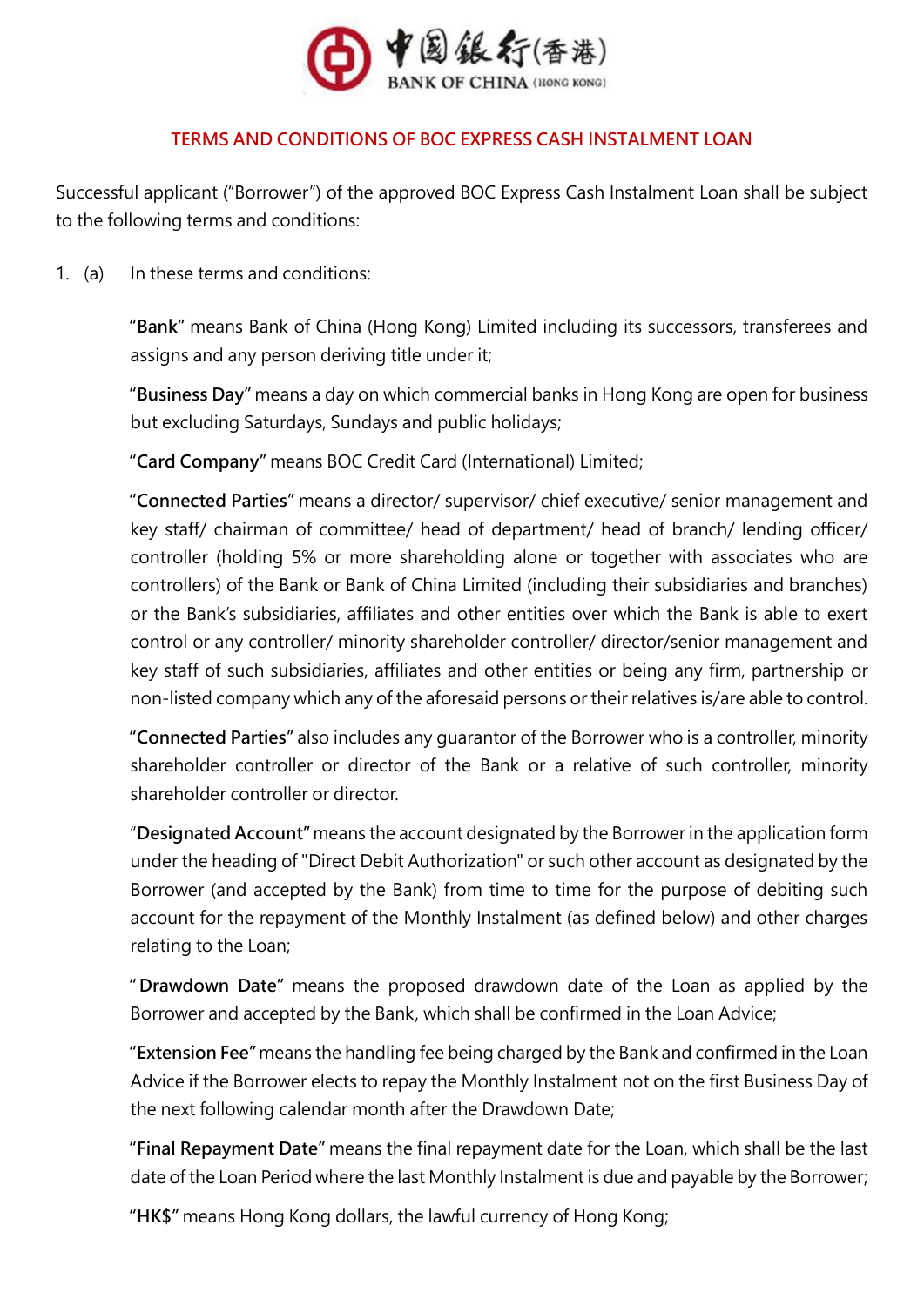中國銀行(香港)
BANK OF CHINA (HONG KONG)

# TERMS AND CONDITIONS OF BOC EXPRESS CASH INSTALMENT LOAN

Successful applicant ("Borrower") of the approved BOC Express Cash Instalment Loan shall be subject to the following terms and conditions:

1. (a) In these terms and conditions:

"**Bank**" means Bank of China (Hong Kong) Limited including its successors, transferees and assigns and any person deriving title under it;

"**Business Day**" means a day on which commercial banks in Hong Kong are open for business but excluding Saturdays, Sundays and public holidays;

"**Card Company**" means BOC Credit Card (International) Limited;

"**Connected Parties**" means a director/ supervisor/ chief executive/ senior management and key staff/ chairman of committee/ head of department/ head of branch/ lending officer/ controller (holding 5% or more shareholding alone or together with associates who are controllers) of the Bank or Bank of China Limited (including their subsidiaries and branches) or the Bank's subsidiaries, affiliates and other entities over which the Bank is able to exert control or any controller/ minority shareholder controller/ director/senior management and key staff of such subsidiaries, affiliates and other entities or being any firm, partnership or non-listed company which any of the aforesaid persons or their relatives is/are able to control.

"**Connected Parties**" also includes any guarantor of the Borrower who is a controller, minority shareholder controller or director of the Bank or a relative of such controller, minority shareholder controller or director.

"**Designated Account**" means the account designated by the Borrower in the application form under the heading of "Direct Debit Authorization" or such other account as designated by the Borrower (and accepted by the Bank) from time to time for the purpose of debiting such account for the repayment of the Monthly Instalment (as defined below) and other charges relating to the Loan;

"**Drawdown Date**" means the proposed drawdown date of the Loan as applied by the Borrower and accepted by the Bank, which shall be confirmed in the Loan Advice;

"**Extension Fee**" means the handling fee being charged by the Bank and confirmed in the Loan Advice if the Borrower elects to repay the Monthly Instalment not on the first Business Day of the next following calendar month after the Drawdown Date;

"**Final Repayment Date**" means the final repayment date for the Loan, which shall be the last date of the Loan Period where the last Monthly Instalment is due and payable by the Borrower;

"**HK$**" means Hong Kong dollars, the lawful currency of Hong Kong;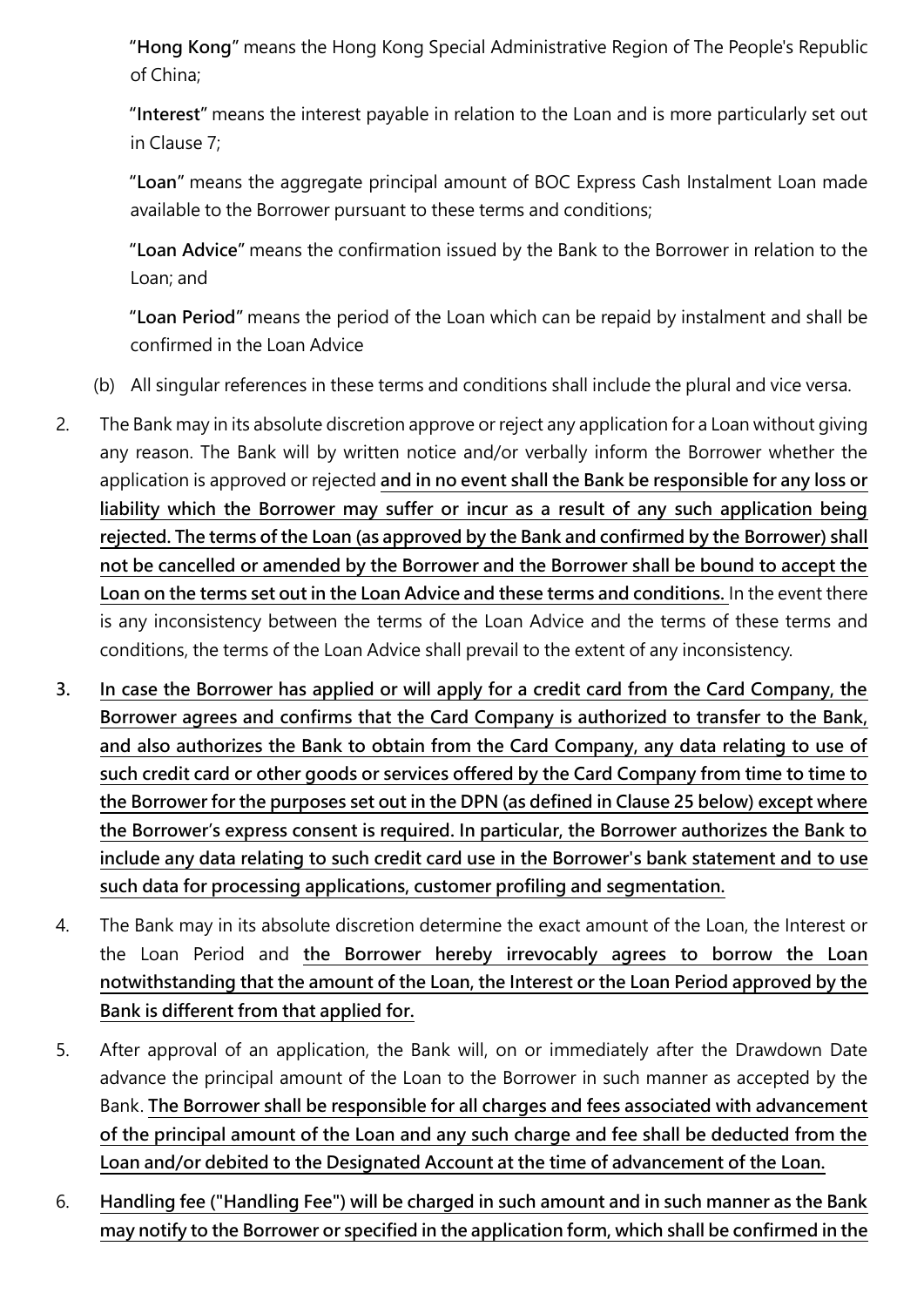"**Hong Kong**" means the Hong Kong Special Administrative Region of The People's Republic of China;

"**Interest**" means the interest payable in relation to the Loan and is more particularly set out in Clause 7;

"**Loan**" means the aggregate principal amount of BOC Express Cash Instalment Loan made available to the Borrower pursuant to these terms and conditions;

"**Loan Advice**" means the confirmation issued by the Bank to the Borrower in relation to the Loan; and

"**Loan Period**" means the period of the Loan which can be repaid by instalment and shall be confirmed in the Loan Advice

(b) All singular references in these terms and conditions shall include the plural and vice versa.

2. The Bank may in its absolute discretion approve or reject any application for a Loan without giving any reason. The Bank will by written notice and/or verbally inform the Borrower whether the application is approved or rejected **and in no event shall the Bank be responsible for any loss or liability which the Borrower may suffer or incur as a result of any such application being rejected. The terms of the Loan (as approved by the Bank and confirmed by the Borrower) shall not be cancelled or amended by the Borrower and the Borrower shall be bound to accept the Loan on the terms set out in the Loan Advice and these terms and conditions.** In the event there is any inconsistency between the terms of the Loan Advice and the terms of these terms and conditions, the terms of the Loan Advice shall prevail to the extent of any inconsistency.

3. **In case the Borrower has applied or will apply for a credit card from the Card Company, the Borrower agrees and confirms that the Card Company is authorized to transfer to the Bank, and also authorizes the Bank to obtain from the Card Company, any data relating to use of such credit card or other goods or services offered by the Card Company from time to time to the Borrower for the purposes set out in the DPN (as defined in Clause 25 below) except where the Borrower's express consent is required. In particular, the Borrower authorizes the Bank to include any data relating to such credit card use in the Borrower's bank statement and to use such data for processing applications, customer profiling and segmentation.**

4. The Bank may in its absolute discretion determine the exact amount of the Loan, the Interest or the Loan Period and **the Borrower hereby irrevocably agrees to borrow the Loan notwithstanding that the amount of the Loan, the Interest or the Loan Period approved by the Bank is different from that applied for.**

5. After approval of an application, the Bank will, on or immediately after the Drawdown Date advance the principal amount of the Loan to the Borrower in such manner as accepted by the Bank. **The Borrower shall be responsible for all charges and fees associated with advancement of the principal amount of the Loan and any such charge and fee shall be deducted from the Loan and/or debited to the Designated Account at the time of advancement of the Loan.**

6. **Handling fee ("Handling Fee") will be charged in such amount and in such manner as the Bank may notify to the Borrower or specified in the application form, which shall be confirmed in the**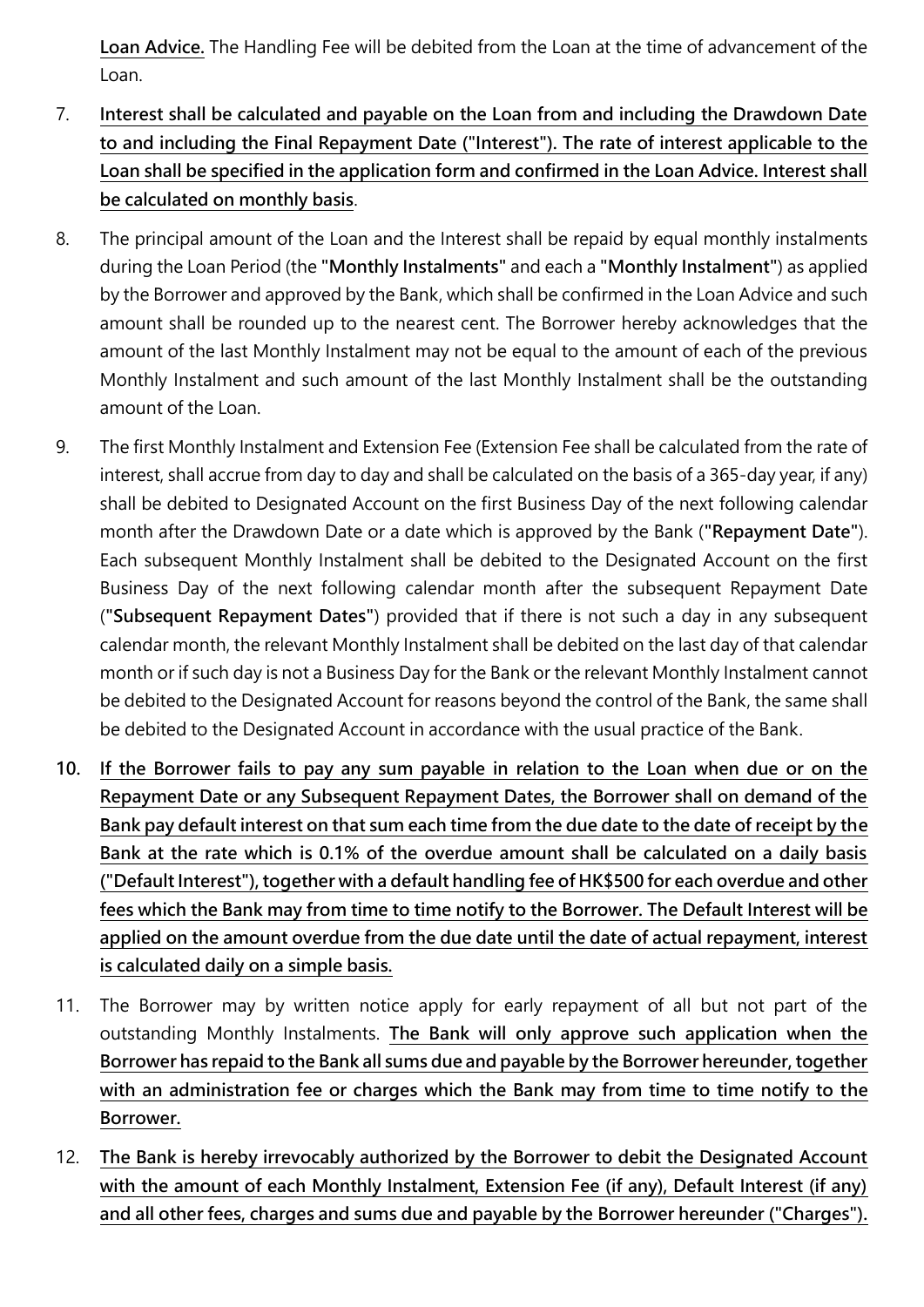**Loan Advice.** The Handling Fee will be debited from the Loan at the time of advancement of the Loan.

7. **Interest shall be calculated and payable on the Loan from and including the Drawdown Date to and including the Final Repayment Date ("Interest"). The rate of interest applicable to the Loan shall be specified in the application form and confirmed in the Loan Advice. Interest shall be calculated on monthly basis**.

8. The principal amount of the Loan and the Interest shall be repaid by equal monthly instalments during the Loan Period (the **"Monthly Instalments"** and each a **"Monthly Instalment"**) as applied by the Borrower and approved by the Bank, which shall be confirmed in the Loan Advice and such amount shall be rounded up to the nearest cent. The Borrower hereby acknowledges that the amount of the last Monthly Instalment may not be equal to the amount of each of the previous Monthly Instalment and such amount of the last Monthly Instalment shall be the outstanding amount of the Loan.

9. The first Monthly Instalment and Extension Fee (Extension Fee shall be calculated from the rate of interest, shall accrue from day to day and shall be calculated on the basis of a 365-day year, if any) shall be debited to Designated Account on the first Business Day of the next following calendar month after the Drawdown Date or a date which is approved by the Bank (**"Repayment Date"**). Each subsequent Monthly Instalment shall be debited to the Designated Account on the first Business Day of the next following calendar month after the subsequent Repayment Date (**"Subsequent Repayment Dates"**) provided that if there is not such a day in any subsequent calendar month, the relevant Monthly Instalment shall be debited on the last day of that calendar month or if such day is not a Business Day for the Bank or the relevant Monthly Instalment cannot be debited to the Designated Account for reasons beyond the control of the Bank, the same shall be debited to the Designated Account in accordance with the usual practice of the Bank.

10. **If the Borrower fails to pay any sum payable in relation to the Loan when due or on the Repayment Date or any Subsequent Repayment Dates, the Borrower shall on demand of the Bank pay default interest on that sum each time from the due date to the date of receipt by the Bank at the rate which is 0.1% of the overdue amount shall be calculated on a daily basis ("Default Interest"), together with a default handling fee of HK$500 for each overdue and other fees which the Bank may from time to time notify to the Borrower. The Default Interest will be applied on the amount overdue from the due date until the date of actual repayment, interest is calculated daily on a simple basis.**

11. The Borrower may by written notice apply for early repayment of all but not part of the outstanding Monthly Instalments. **The Bank will only approve such application when the Borrower has repaid to the Bank all sums due and payable by the Borrower hereunder, together with an administration fee or charges which the Bank may from time to time notify to the Borrower.**

12. **The Bank is hereby irrevocably authorized by the Borrower to debit the Designated Account with the amount of each Monthly Instalment, Extension Fee (if any), Default Interest (if any) and all other fees, charges and sums due and payable by the Borrower hereunder ("Charges").**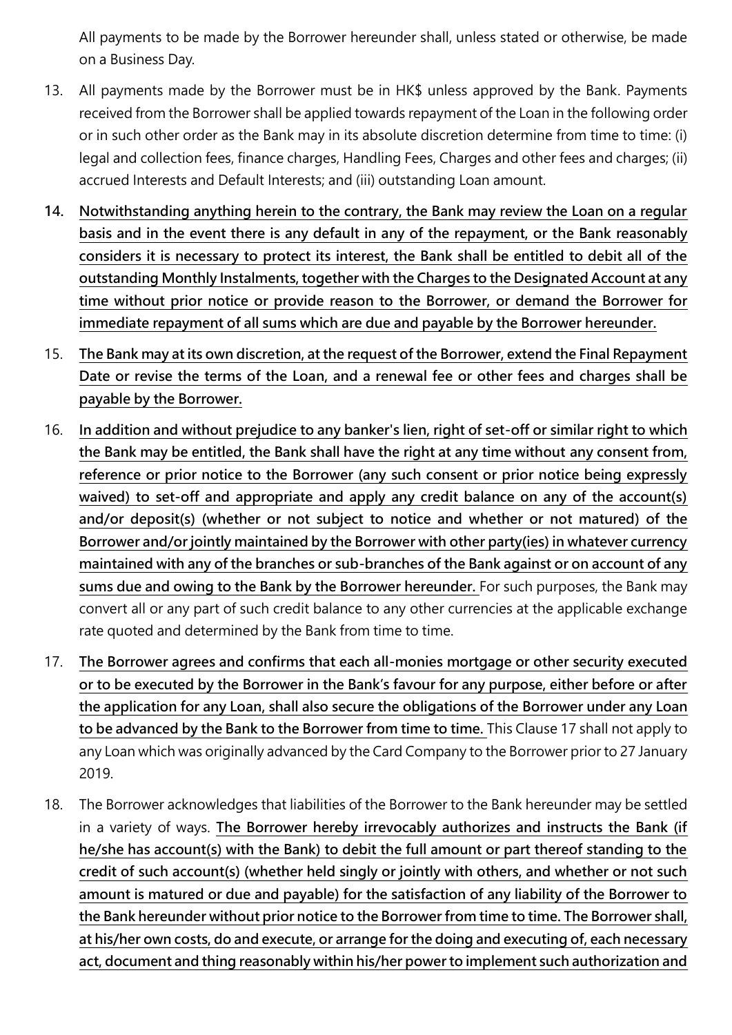All payments to be made by the Borrower hereunder shall, unless stated or otherwise, be made on a Business Day.

13. All payments made by the Borrower must be in HK$ unless approved by the Bank. Payments received from the Borrower shall be applied towards repayment of the Loan in the following order or in such other order as the Bank may in its absolute discretion determine from time to time: (i) legal and collection fees, finance charges, Handling Fees, Charges and other fees and charges; (ii) accrued Interests and Default Interests; and (iii) outstanding Loan amount.

14. **Notwithstanding anything herein to the contrary, the Bank may review the Loan on a regular basis and in the event there is any default in any of the repayment, or the Bank reasonably considers it is necessary to protect its interest, the Bank shall be entitled to debit all of the outstanding Monthly Instalments, together with the Charges to the Designated Account at any time without prior notice or provide reason to the Borrower, or demand the Borrower for immediate repayment of all sums which are due and payable by the Borrower hereunder.**

15. **The Bank may at its own discretion, at the request of the Borrower, extend the Final Repayment Date or revise the terms of the Loan, and a renewal fee or other fees and charges shall be payable by the Borrower.**

16. **In addition and without prejudice to any banker's lien, right of set-off or similar right to which the Bank may be entitled, the Bank shall have the right at any time without any consent from, reference or prior notice to the Borrower (any such consent or prior notice being expressly waived) to set-off and appropriate and apply any credit balance on any of the account(s) and/or deposit(s) (whether or not subject to notice and whether or not matured) of the Borrower and/or jointly maintained by the Borrower with other party(ies) in whatever currency maintained with any of the branches or sub-branches of the Bank against or on account of any sums due and owing to the Bank by the Borrower hereunder.** For such purposes, the Bank may convert all or any part of such credit balance to any other currencies at the applicable exchange rate quoted and determined by the Bank from time to time.

17. **The Borrower agrees and confirms that each all-monies mortgage or other security executed or to be executed by the Borrower in the Bank's favour for any purpose, either before or after the application for any Loan, shall also secure the obligations of the Borrower under any Loan to be advanced by the Bank to the Borrower from time to time.** This Clause 17 shall not apply to any Loan which was originally advanced by the Card Company to the Borrower prior to 27 January 2019.

18. The Borrower acknowledges that liabilities of the Borrower to the Bank hereunder may be settled in a variety of ways. **The Borrower hereby irrevocably authorizes and instructs the Bank (if he/she has account(s) with the Bank) to debit the full amount or part thereof standing to the credit of such account(s) (whether held singly or jointly with others, and whether or not such amount is matured or due and payable) for the satisfaction of any liability of the Borrower to the Bank hereunder without prior notice to the Borrower from time to time. The Borrower shall, at his/her own costs, do and execute, or arrange for the doing and executing of, each necessary act, document and thing reasonably within his/her power to implement such authorization and**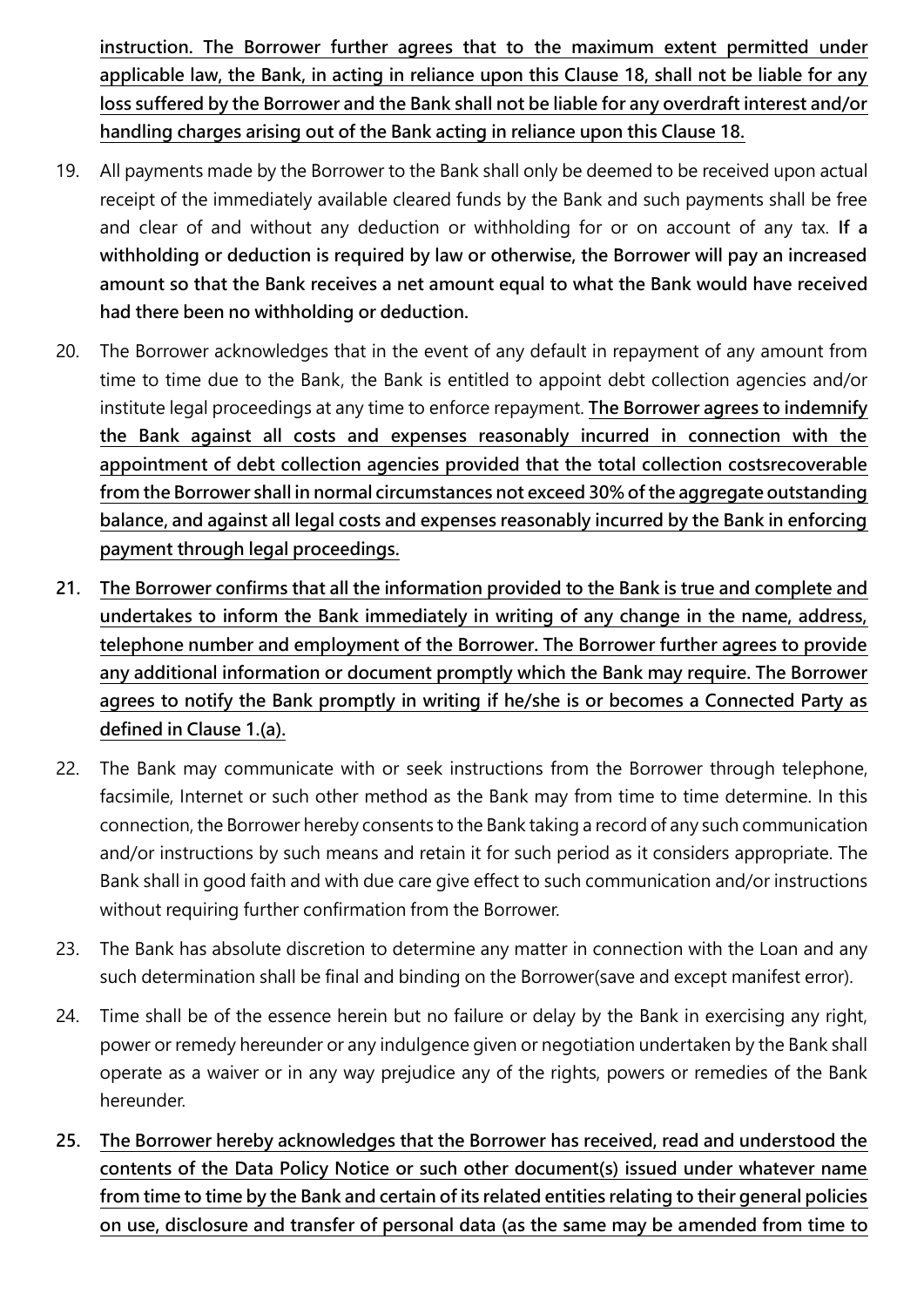**instruction. The Borrower further agrees that to the maximum extent permitted under applicable law, the Bank, in acting in reliance upon this Clause 18, shall not be liable for any loss suffered by the Borrower and the Bank shall not be liable for any overdraft interest and/or handling charges arising out of the Bank acting in reliance upon this Clause 18.**

19. All payments made by the Borrower to the Bank shall only be deemed to be received upon actual receipt of the immediately available cleared funds by the Bank and such payments shall be free and clear of and without any deduction or withholding for or on account of any tax. **If a withholding or deduction is required by law or otherwise, the Borrower will pay an increased amount so that the Bank receives a net amount equal to what the Bank would have received had there been no withholding or deduction.**

20. The Borrower acknowledges that in the event of any default in repayment of any amount from time to time due to the Bank, the Bank is entitled to appoint debt collection agencies and/or institute legal proceedings at any time to enforce repayment. **The Borrower agrees to indemnify the Bank against all costs and expenses reasonably incurred in connection with the appointment of debt collection agencies provided that the total collection costsrecoverable from the Borrower shall in normal circumstances not exceed 30% of the aggregate outstanding balance, and against all legal costs and expenses reasonably incurred by the Bank in enforcing payment through legal proceedings.**

21. **The Borrower confirms that all the information provided to the Bank is true and complete and undertakes to inform the Bank immediately in writing of any change in the name, address, telephone number and employment of the Borrower. The Borrower further agrees to provide any additional information or document promptly which the Bank may require. The Borrower agrees to notify the Bank promptly in writing if he/she is or becomes a Connected Party as defined in Clause 1.(a).**

22. The Bank may communicate with or seek instructions from the Borrower through telephone, facsimile, Internet or such other method as the Bank may from time to time determine. In this connection, the Borrower hereby consents to the Bank taking a record of any such communication and/or instructions by such means and retain it for such period as it considers appropriate. The Bank shall in good faith and with due care give effect to such communication and/or instructions without requiring further confirmation from the Borrower.

23. The Bank has absolute discretion to determine any matter in connection with the Loan and any such determination shall be final and binding on the Borrower(save and except manifest error).

24. Time shall be of the essence herein but no failure or delay by the Bank in exercising any right, power or remedy hereunder or any indulgence given or negotiation undertaken by the Bank shall operate as a waiver or in any way prejudice any of the rights, powers or remedies of the Bank hereunder.

25. **The Borrower hereby acknowledges that the Borrower has received, read and understood the contents of the Data Policy Notice or such other document(s) issued under whatever name from time to time by the Bank and certain of its related entities relating to their general policies on use, disclosure and transfer of personal data (as the same may be amended from time to**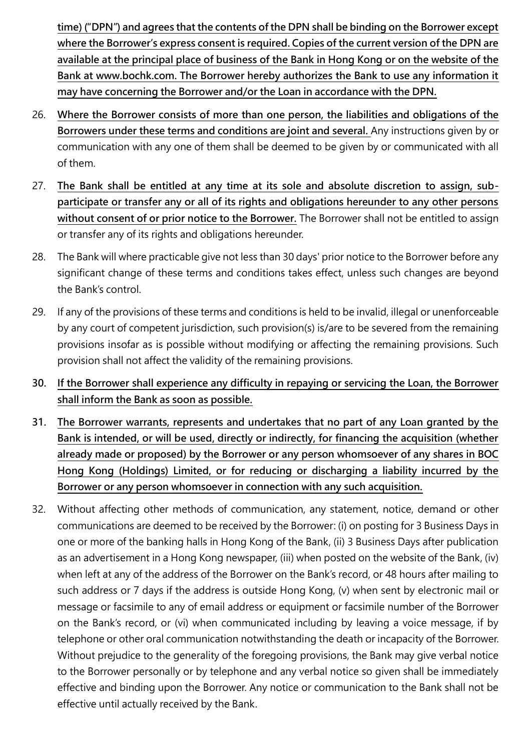**time) ("DPN") and agrees that the contents of the DPN shall be binding on the Borrower except where the Borrower's express consent is required. Copies of the current version of the DPN are available at the principal place of business of the Bank in Hong Kong or on the website of the Bank at www.bochk.com. The Borrower hereby authorizes the Bank to use any information it may have concerning the Borrower and/or the Loan in accordance with the DPN.**

26. **Where the Borrower consists of more than one person, the liabilities and obligations of the Borrowers under these terms and conditions are joint and several.** Any instructions given by or communication with any one of them shall be deemed to be given by or communicated with all of them.

27. **The Bank shall be entitled at any time at its sole and absolute discretion to assign, sub-participate or transfer any or all of its rights and obligations hereunder to any other persons without consent of or prior notice to the Borrower.** The Borrower shall not be entitled to assign or transfer any of its rights and obligations hereunder.

28. The Bank will where practicable give not less than 30 days' prior notice to the Borrower before any significant change of these terms and conditions takes effect, unless such changes are beyond the Bank's control.

29. If any of the provisions of these terms and conditions is held to be invalid, illegal or unenforceable by any court of competent jurisdiction, such provision(s) is/are to be severed from the remaining provisions insofar as is possible without modifying or affecting the remaining provisions. Such provision shall not affect the validity of the remaining provisions.

30. **If the Borrower shall experience any difficulty in repaying or servicing the Loan, the Borrower shall inform the Bank as soon as possible.**

31. **The Borrower warrants, represents and undertakes that no part of any Loan granted by the Bank is intended, or will be used, directly or indirectly, for financing the acquisition (whether already made or proposed) by the Borrower or any person whomsoever of any shares in BOC Hong Kong (Holdings) Limited, or for reducing or discharging a liability incurred by the Borrower or any person whomsoever in connection with any such acquisition.**

32. Without affecting other methods of communication, any statement, notice, demand or other communications are deemed to be received by the Borrower: (i) on posting for 3 Business Days in one or more of the banking halls in Hong Kong of the Bank, (ii) 3 Business Days after publication as an advertisement in a Hong Kong newspaper, (iii) when posted on the website of the Bank, (iv) when left at any of the address of the Borrower on the Bank's record, or 48 hours after mailing to such address or 7 days if the address is outside Hong Kong, (v) when sent by electronic mail or message or facsimile to any of email address or equipment or facsimile number of the Borrower on the Bank's record, or (vi) when communicated including by leaving a voice message, if by telephone or other oral communication notwithstanding the death or incapacity of the Borrower. Without prejudice to the generality of the foregoing provisions, the Bank may give verbal notice to the Borrower personally or by telephone and any verbal notice so given shall be immediately effective and binding upon the Borrower. Any notice or communication to the Bank shall not be effective until actually received by the Bank.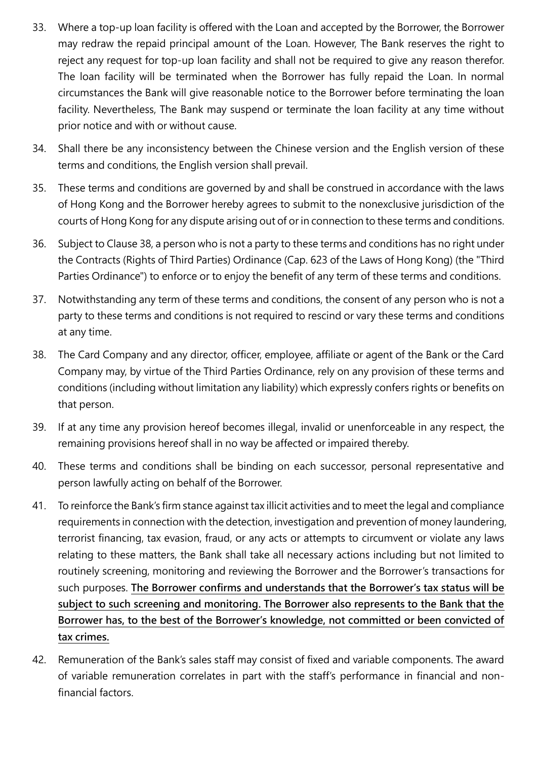33. Where a top-up loan facility is offered with the Loan and accepted by the Borrower, the Borrower may redraw the repaid principal amount of the Loan. However, The Bank reserves the right to reject any request for top-up loan facility and shall not be required to give any reason therefor. The loan facility will be terminated when the Borrower has fully repaid the Loan. In normal circumstances the Bank will give reasonable notice to the Borrower before terminating the loan facility. Nevertheless, The Bank may suspend or terminate the loan facility at any time without prior notice and with or without cause.

34. Shall there be any inconsistency between the Chinese version and the English version of these terms and conditions, the English version shall prevail.

35. These terms and conditions are governed by and shall be construed in accordance with the laws of Hong Kong and the Borrower hereby agrees to submit to the nonexclusive jurisdiction of the courts of Hong Kong for any dispute arising out of or in connection to these terms and conditions.

36. Subject to Clause 38, a person who is not a party to these terms and conditions has no right under the Contracts (Rights of Third Parties) Ordinance (Cap. 623 of the Laws of Hong Kong) (the "Third Parties Ordinance") to enforce or to enjoy the benefit of any term of these terms and conditions.

37. Notwithstanding any term of these terms and conditions, the consent of any person who is not a party to these terms and conditions is not required to rescind or vary these terms and conditions at any time.

38. The Card Company and any director, officer, employee, affiliate or agent of the Bank or the Card Company may, by virtue of the Third Parties Ordinance, rely on any provision of these terms and conditions (including without limitation any liability) which expressly confers rights or benefits on that person.

39. If at any time any provision hereof becomes illegal, invalid or unenforceable in any respect, the remaining provisions hereof shall in no way be affected or impaired thereby.

40. These terms and conditions shall be binding on each successor, personal representative and person lawfully acting on behalf of the Borrower.

41. To reinforce the Bank's firm stance against tax illicit activities and to meet the legal and compliance requirements in connection with the detection, investigation and prevention of money laundering, terrorist financing, tax evasion, fraud, or any acts or attempts to circumvent or violate any laws relating to these matters, the Bank shall take all necessary actions including but not limited to routinely screening, monitoring and reviewing the Borrower and the Borrower's transactions for such purposes. **The Borrower confirms and understands that the Borrower's tax status will be subject to such screening and monitoring. The Borrower also represents to the Bank that the Borrower has, to the best of the Borrower's knowledge, not committed or been convicted of tax crimes.**

42. Remuneration of the Bank's sales staff may consist of fixed and variable components. The award of variable remuneration correlates in part with the staff's performance in financial and non-financial factors.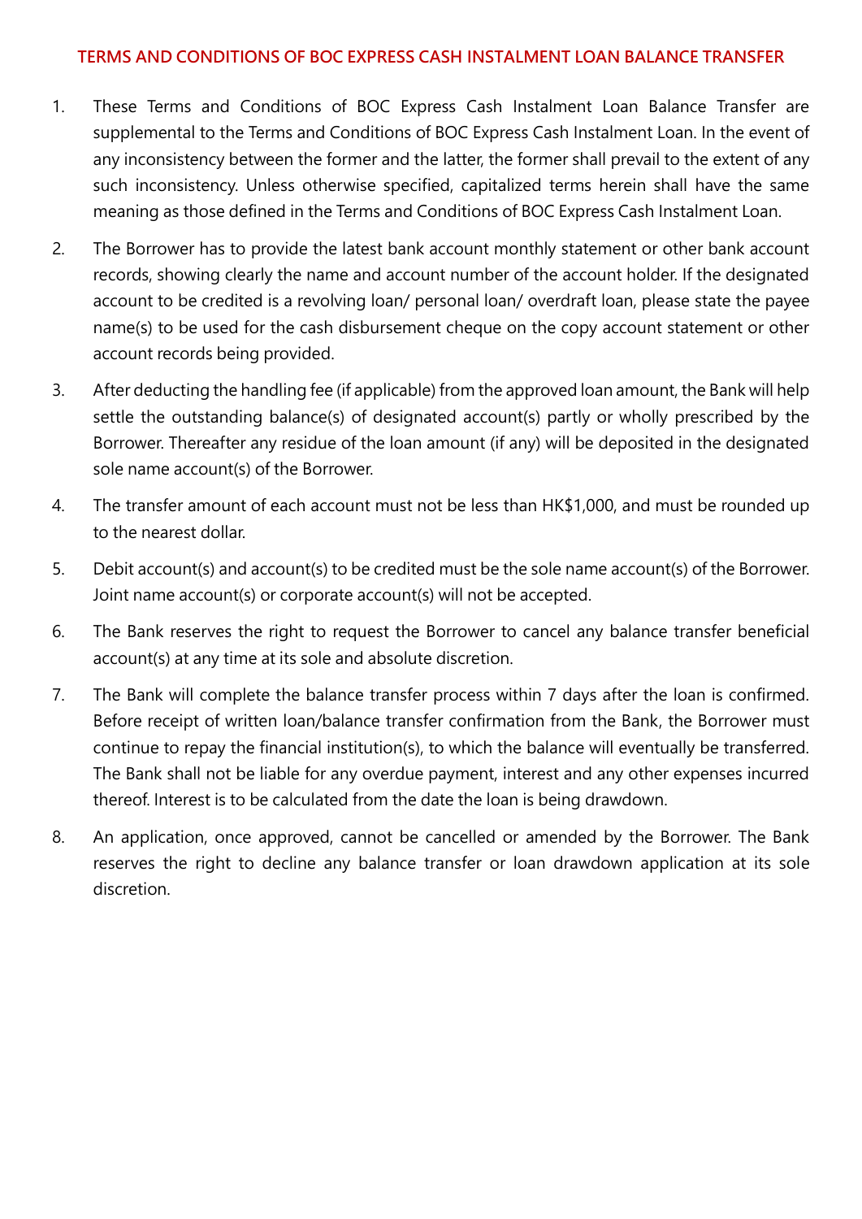# TERMS AND CONDITIONS OF BOC EXPRESS CASH INSTALMENT LOAN BALANCE TRANSFER

1. These Terms and Conditions of BOC Express Cash Instalment Loan Balance Transfer are supplemental to the Terms and Conditions of BOC Express Cash Instalment Loan. In the event of any inconsistency between the former and the latter, the former shall prevail to the extent of any such inconsistency. Unless otherwise specified, capitalized terms herein shall have the same meaning as those defined in the Terms and Conditions of BOC Express Cash Instalment Loan.

2. The Borrower has to provide the latest bank account monthly statement or other bank account records, showing clearly the name and account number of the account holder. If the designated account to be credited is a revolving loan/ personal loan/ overdraft loan, please state the payee name(s) to be used for the cash disbursement cheque on the copy account statement or other account records being provided.

3. After deducting the handling fee (if applicable) from the approved loan amount, the Bank will help settle the outstanding balance(s) of designated account(s) partly or wholly prescribed by the Borrower. Thereafter any residue of the loan amount (if any) will be deposited in the designated sole name account(s) of the Borrower.

4. The transfer amount of each account must not be less than HK$1,000, and must be rounded up to the nearest dollar.

5. Debit account(s) and account(s) to be credited must be the sole name account(s) of the Borrower. Joint name account(s) or corporate account(s) will not be accepted.

6. The Bank reserves the right to request the Borrower to cancel any balance transfer beneficial account(s) at any time at its sole and absolute discretion.

7. The Bank will complete the balance transfer process within 7 days after the loan is confirmed. Before receipt of written loan/balance transfer confirmation from the Bank, the Borrower must continue to repay the financial institution(s), to which the balance will eventually be transferred. The Bank shall not be liable for any overdue payment, interest and any other expenses incurred thereof. Interest is to be calculated from the date the loan is being drawdown.

8. An application, once approved, cannot be cancelled or amended by the Borrower. The Bank reserves the right to decline any balance transfer or loan drawdown application at its sole discretion.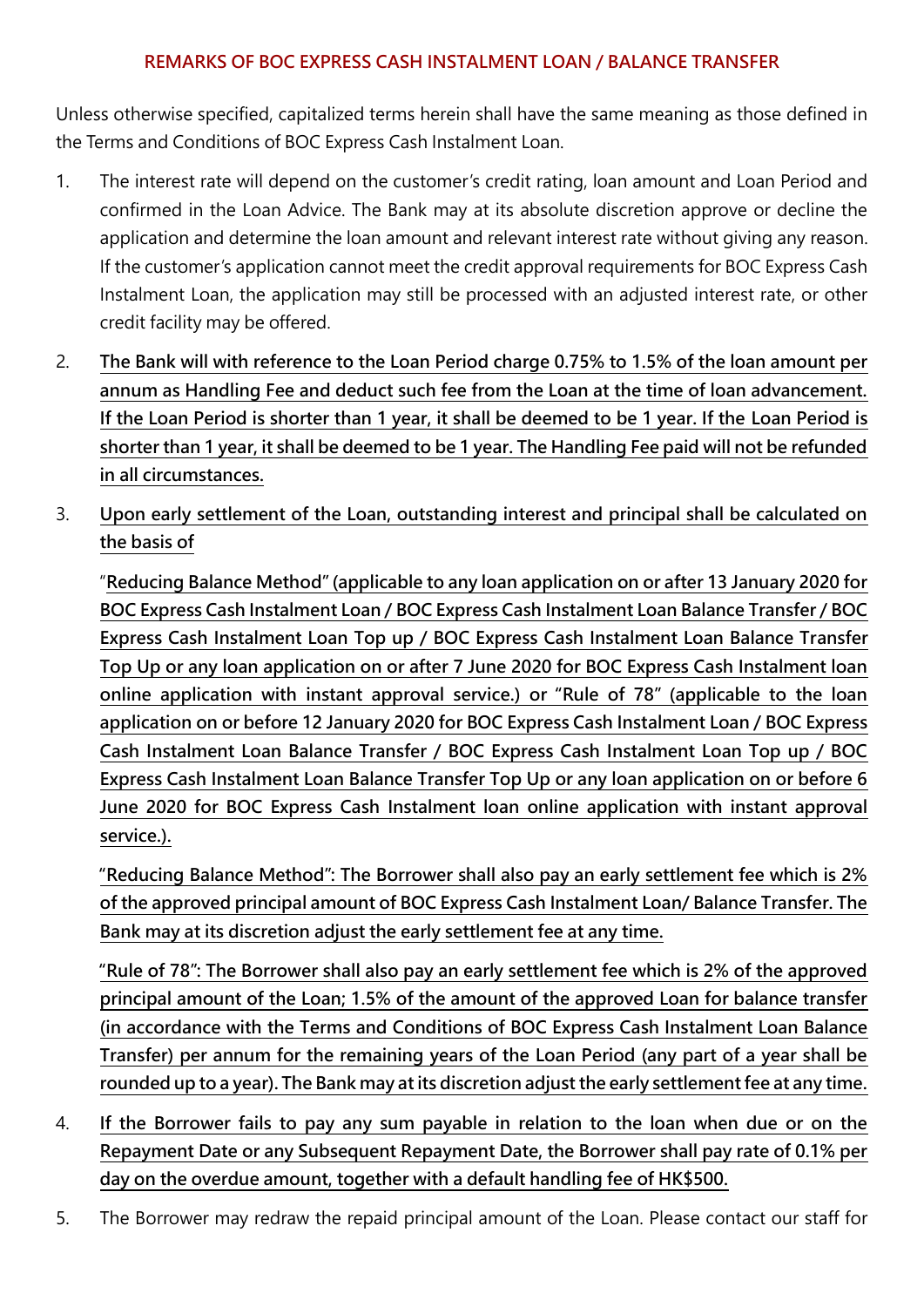## REMARKS OF BOC EXPRESS CASH INSTALMENT LOAN / BALANCE TRANSFER

Unless otherwise specified, capitalized terms herein shall have the same meaning as those defined in the Terms and Conditions of BOC Express Cash Instalment Loan.

1. The interest rate will depend on the customer's credit rating, loan amount and Loan Period and confirmed in the Loan Advice. The Bank may at its absolute discretion approve or decline the application and determine the loan amount and relevant interest rate without giving any reason. If the customer's application cannot meet the credit approval requirements for BOC Express Cash Instalment Loan, the application may still be processed with an adjusted interest rate, or other credit facility may be offered.

2. **The Bank will with reference to the Loan Period charge 0.75% to 1.5% of the loan amount per annum as Handling Fee and deduct such fee from the Loan at the time of loan advancement. If the Loan Period is shorter than 1 year, it shall be deemed to be 1 year. If the Loan Period is shorter than 1 year, it shall be deemed to be 1 year. The Handling Fee paid will not be refunded in all circumstances.**

3. **Upon early settlement of the Loan, outstanding interest and principal shall be calculated on the basis of**

   **"Reducing Balance Method" (applicable to any loan application on or after 13 January 2020 for BOC Express Cash Instalment Loan / BOC Express Cash Instalment Loan Balance Transfer / BOC Express Cash Instalment Loan Top up / BOC Express Cash Instalment Loan Balance Transfer Top Up or any loan application on or after 7 June 2020 for BOC Express Cash Instalment loan online application with instant approval service.) or "Rule of 78" (applicable to the loan application on or before 12 January 2020 for BOC Express Cash Instalment Loan / BOC Express Cash Instalment Loan Balance Transfer / BOC Express Cash Instalment Loan Top up / BOC Express Cash Instalment Loan Balance Transfer Top Up or any loan application on or before 6 June 2020 for BOC Express Cash Instalment loan online application with instant approval service.).**

   **"Reducing Balance Method": The Borrower shall also pay an early settlement fee which is 2% of the approved principal amount of BOC Express Cash Instalment Loan/ Balance Transfer. The Bank may at its discretion adjust the early settlement fee at any time.**

   **"Rule of 78": The Borrower shall also pay an early settlement fee which is 2% of the approved principal amount of the Loan; 1.5% of the amount of the approved Loan for balance transfer (in accordance with the Terms and Conditions of BOC Express Cash Instalment Loan Balance Transfer) per annum for the remaining years of the Loan Period (any part of a year shall be rounded up to a year). The Bank may at its discretion adjust the early settlement fee at any time.**

4. **If the Borrower fails to pay any sum payable in relation to the loan when due or on the Repayment Date or any Subsequent Repayment Date, the Borrower shall pay rate of 0.1% per day on the overdue amount, together with a default handling fee of HK$500.**

5. The Borrower may redraw the repaid principal amount of the Loan. Please contact our staff for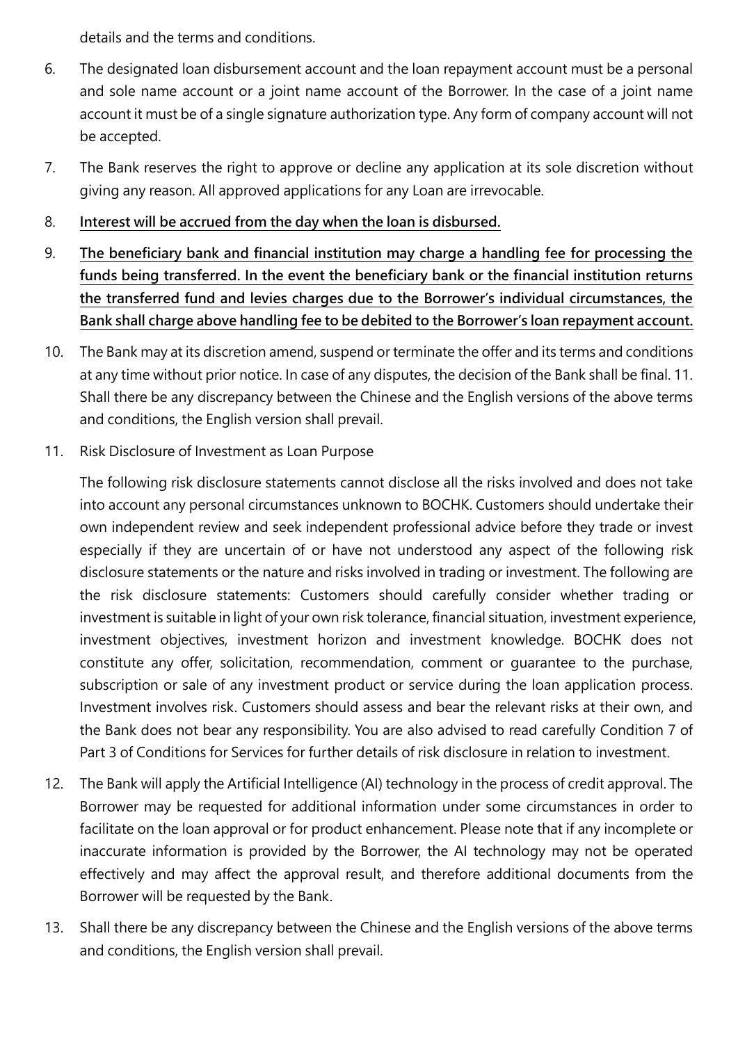details and the terms and conditions.

6. The designated loan disbursement account and the loan repayment account must be a personal and sole name account or a joint name account of the Borrower. In the case of a joint name account it must be of a single signature authorization type. Any form of company account will not be accepted.

7. The Bank reserves the right to approve or decline any application at its sole discretion without giving any reason. All approved applications for any Loan are irrevocable.

8. **Interest will be accrued from the day when the loan is disbursed.**

9. **The beneficiary bank and financial institution may charge a handling fee for processing the funds being transferred. In the event the beneficiary bank or the financial institution returns the transferred fund and levies charges due to the Borrower's individual circumstances, the Bank shall charge above handling fee to be debited to the Borrower's loan repayment account.**

10. The Bank may at its discretion amend, suspend or terminate the offer and its terms and conditions at any time without prior notice. In case of any disputes, the decision of the Bank shall be final. 11. Shall there be any discrepancy between the Chinese and the English versions of the above terms and conditions, the English version shall prevail.

11. Risk Disclosure of Investment as Loan Purpose

    The following risk disclosure statements cannot disclose all the risks involved and does not take into account any personal circumstances unknown to BOCHK. Customers should undertake their own independent review and seek independent professional advice before they trade or invest especially if they are uncertain of or have not understood any aspect of the following risk disclosure statements or the nature and risks involved in trading or investment. The following are the risk disclosure statements: Customers should carefully consider whether trading or investment is suitable in light of your own risk tolerance, financial situation, investment experience, investment objectives, investment horizon and investment knowledge. BOCHK does not constitute any offer, solicitation, recommendation, comment or guarantee to the purchase, subscription or sale of any investment product or service during the loan application process. Investment involves risk. Customers should assess and bear the relevant risks at their own, and the Bank does not bear any responsibility. You are also advised to read carefully Condition 7 of Part 3 of Conditions for Services for further details of risk disclosure in relation to investment.

12. The Bank will apply the Artificial Intelligence (AI) technology in the process of credit approval. The Borrower may be requested for additional information under some circumstances in order to facilitate on the loan approval or for product enhancement. Please note that if any incomplete or inaccurate information is provided by the Borrower, the AI technology may not be operated effectively and may affect the approval result, and therefore additional documents from the Borrower will be requested by the Bank.

13. Shall there be any discrepancy between the Chinese and the English versions of the above terms and conditions, the English version shall prevail.